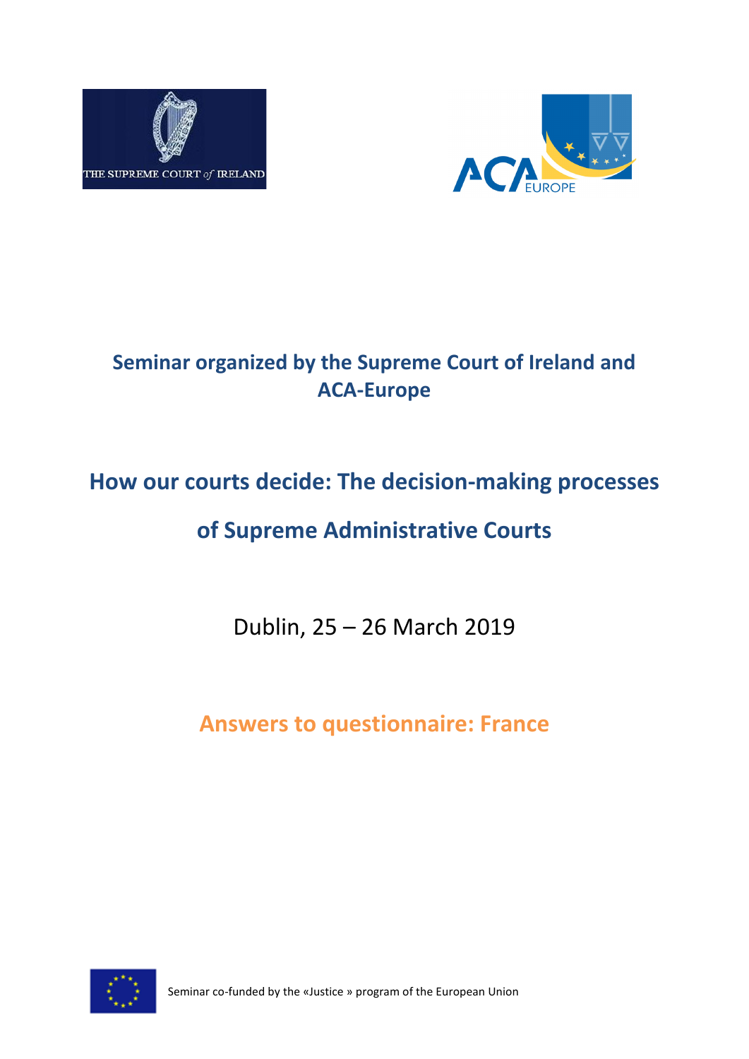THE SUPREME COURT of IRELAND

ACA EUROPE

# Seminar organized by the Supreme Court of Ireland and ACA-Europe

# How our courts decide: The decision-making processes of Supreme Administrative Courts

Dublin, 25 – 26 March 2019

## Answers to questionnaire: France

Seminar co-funded by the «Justice » program of the European Union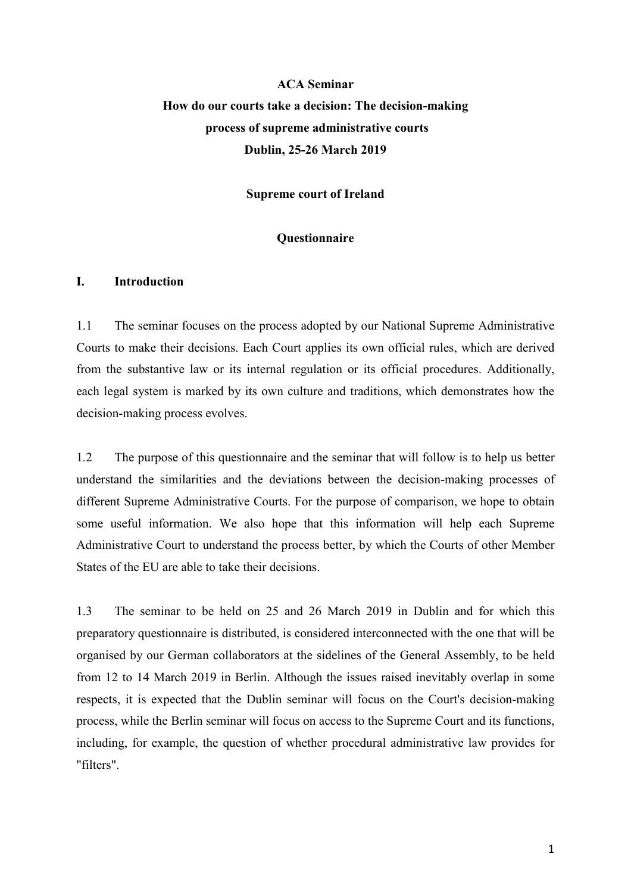**ACA Seminar**

**How do our courts take a decision: The decision-making process of supreme administrative courts**

**Dublin, 25-26 March 2019**

**Supreme court of Ireland**

**Questionnaire**

## I. Introduction

1.1 The seminar focuses on the process adopted by our National Supreme Administrative Courts to make their decisions. Each Court applies its own official rules, which are derived from the substantive law or its internal regulation or its official procedures. Additionally, each legal system is marked by its own culture and traditions, which demonstrates how the decision-making process evolves.

1.2 The purpose of this questionnaire and the seminar that will follow is to help us better understand the similarities and the deviations between the decision-making processes of different Supreme Administrative Courts. For the purpose of comparison, we hope to obtain some useful information. We also hope that this information will help each Supreme Administrative Court to understand the process better, by which the Courts of other Member States of the EU are able to take their decisions.

1.3 The seminar to be held on 25 and 26 March 2019 in Dublin and for which this preparatory questionnaire is distributed, is considered interconnected with the one that will be organised by our German collaborators at the sidelines of the General Assembly, to be held from 12 to 14 March 2019 in Berlin. Although the issues raised inevitably overlap in some respects, it is expected that the Dublin seminar will focus on the Court's decision-making process, while the Berlin seminar will focus on access to the Supreme Court and its functions, including, for example, the question of whether procedural administrative law provides for "filters".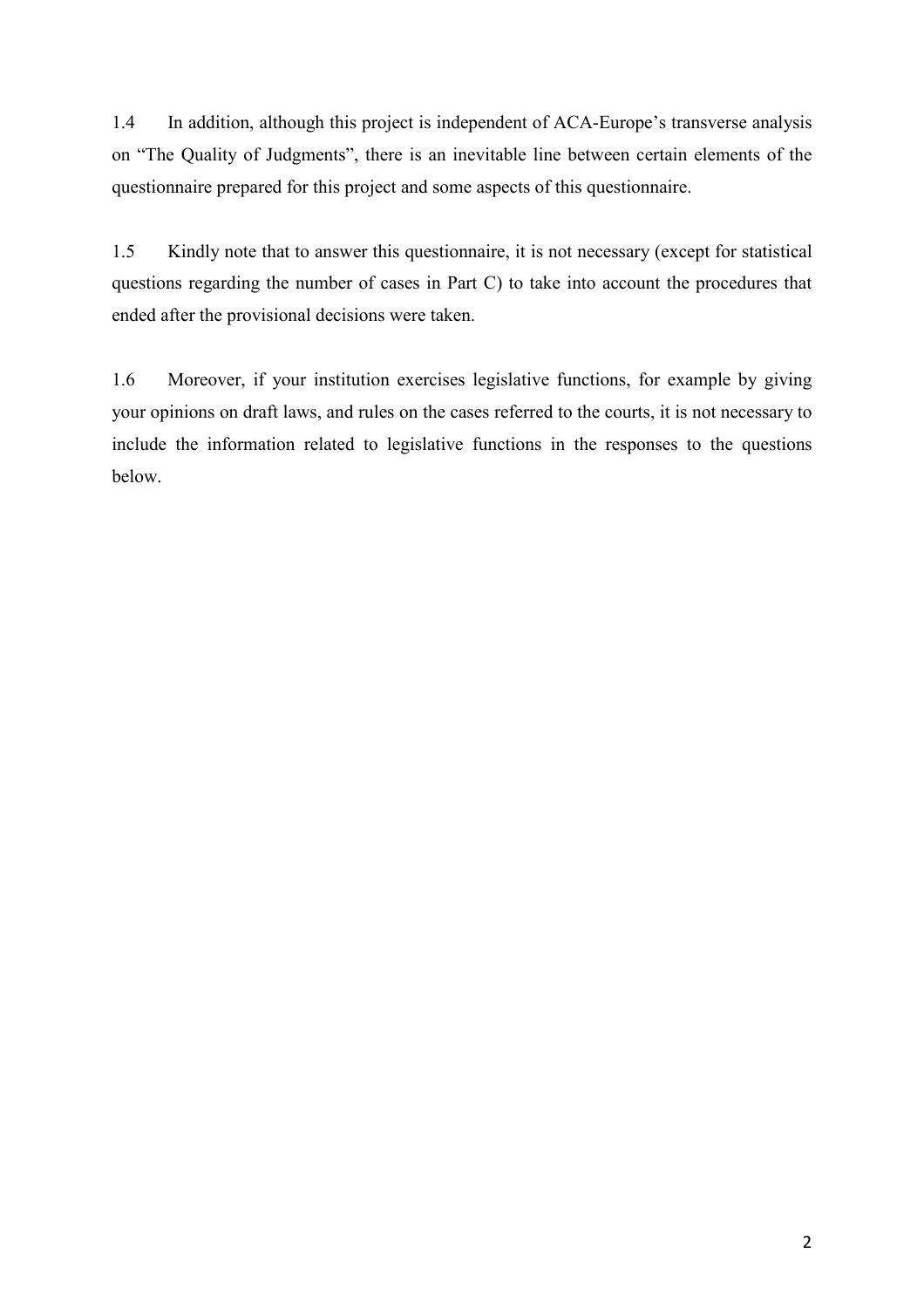1.4 In addition, although this project is independent of ACA-Europe's transverse analysis on "The Quality of Judgments", there is an inevitable line between certain elements of the questionnaire prepared for this project and some aspects of this questionnaire.

1.5 Kindly note that to answer this questionnaire, it is not necessary (except for statistical questions regarding the number of cases in Part C) to take into account the procedures that ended after the provisional decisions were taken.

1.6 Moreover, if your institution exercises legislative functions, for example by giving your opinions on draft laws, and rules on the cases referred to the courts, it is not necessary to include the information related to legislative functions in the responses to the questions below.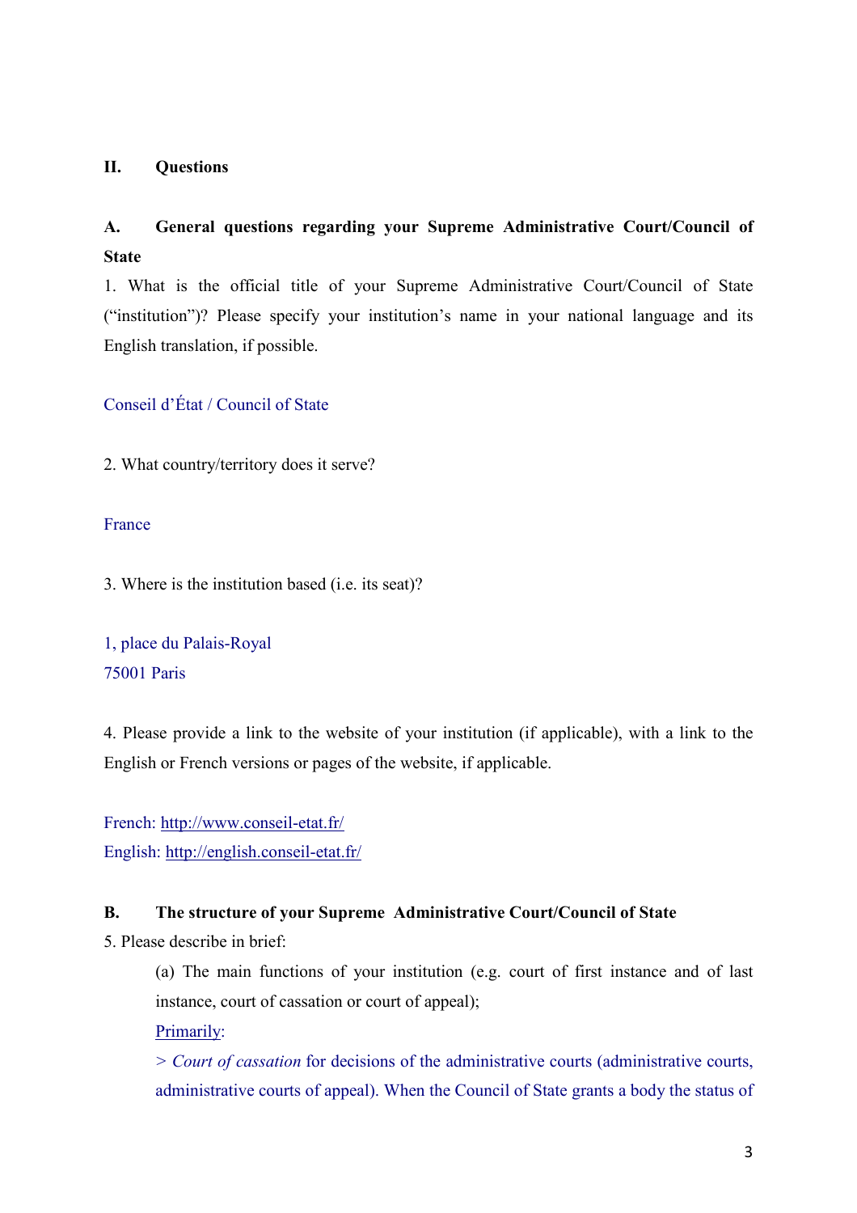## II. Questions

### A. General questions regarding your Supreme Administrative Court/Council of State

1. What is the official title of your Supreme Administrative Court/Council of State ("institution")? Please specify your institution's name in your national language and its English translation, if possible.

Conseil d'État / Council of State

2. What country/territory does it serve?

France

3. Where is the institution based (i.e. its seat)?

1, place du Palais-Royal
75001 Paris

4. Please provide a link to the website of your institution (if applicable), with a link to the English or French versions or pages of the website, if applicable.

French: http://www.conseil-etat.fr/
English: http://english.conseil-etat.fr/

### B. The structure of your Supreme Administrative Court/Council of State

5. Please describe in brief:

(a) The main functions of your institution (e.g. court of first instance and of last instance, court of cassation or court of appeal);

Primarily:

> *Court of cassation* for decisions of the administrative courts (administrative courts, administrative courts of appeal). When the Council of State grants a body the status of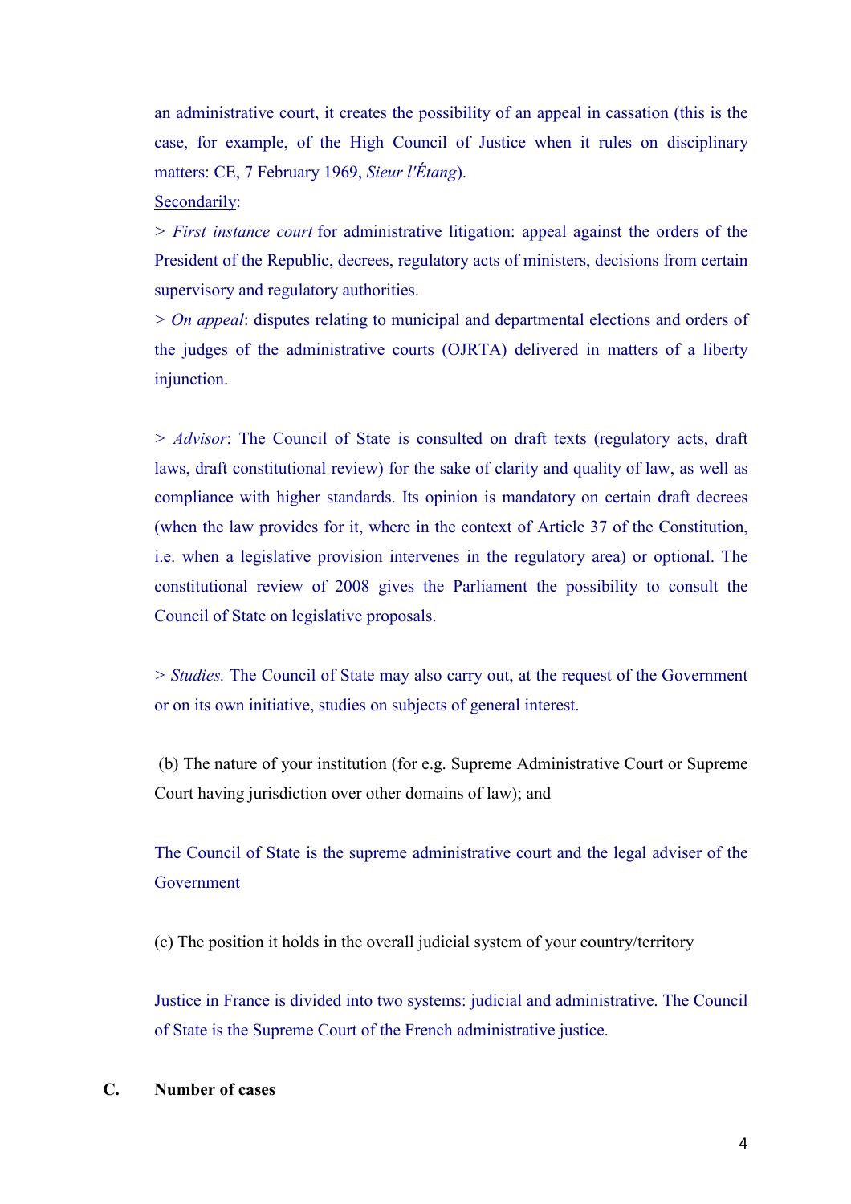an administrative court, it creates the possibility of an appeal in cassation (this is the case, for example, of the High Council of Justice when it rules on disciplinary matters: CE, 7 February 1969, *Sieur l'Étang*).

<u>Secondarily</u>:

> *First instance court* for administrative litigation: appeal against the orders of the President of the Republic, decrees, regulatory acts of ministers, decisions from certain supervisory and regulatory authorities.

> *On appeal*: disputes relating to municipal and departmental elections and orders of the judges of the administrative courts (OJRTA) delivered in matters of a liberty injunction.

> *Advisor*: The Council of State is consulted on draft texts (regulatory acts, draft laws, draft constitutional review) for the sake of clarity and quality of law, as well as compliance with higher standards. Its opinion is mandatory on certain draft decrees (when the law provides for it, where in the context of Article 37 of the Constitution, i.e. when a legislative provision intervenes in the regulatory area) or optional. The constitutional review of 2008 gives the Parliament the possibility to consult the Council of State on legislative proposals.

> *Studies.* The Council of State may also carry out, at the request of the Government or on its own initiative, studies on subjects of general interest.

(b) The nature of your institution (for e.g. Supreme Administrative Court or Supreme Court having jurisdiction over other domains of law); and

The Council of State is the supreme administrative court and the legal adviser of the Government

(c) The position it holds in the overall judicial system of your country/territory

Justice in France is divided into two systems: judicial and administrative. The Council of State is the Supreme Court of the French administrative justice.

## C. Number of cases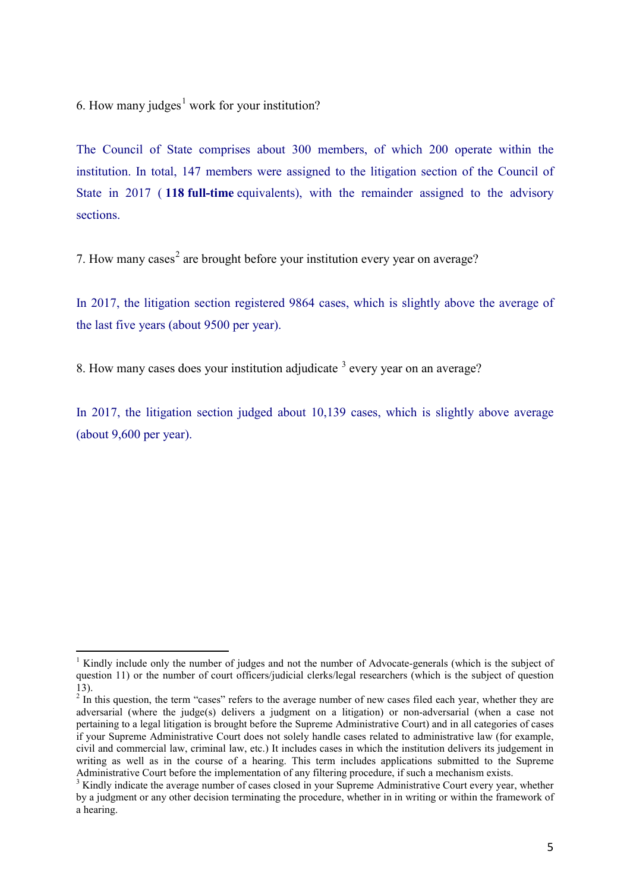6. How many judges[1] work for your institution?

The Council of State comprises about 300 members, of which 200 operate within the institution. In total, 147 members were assigned to the litigation section of the Council of State in 2017 ( **118 full-time** equivalents), with the remainder assigned to the advisory sections.

7. How many cases[2] are brought before your institution every year on average?

In 2017, the litigation section registered 9864 cases, which is slightly above the average of the last five years (about 9500 per year).

8. How many cases does your institution adjudicate [3] every year on an average?

In 2017, the litigation section judged about 10,139 cases, which is slightly above average (about 9,600 per year).

---

[1] Kindly include only the number of judges and not the number of Advocate-generals (which is the subject of question 11) or the number of court officers/judicial clerks/legal researchers (which is the subject of question 13).

[2] In this question, the term "cases" refers to the average number of new cases filed each year, whether they are adversarial (where the judge(s) delivers a judgment on a litigation) or non-adversarial (when a case not pertaining to a legal litigation is brought before the Supreme Administrative Court) and in all categories of cases if your Supreme Administrative Court does not solely handle cases related to administrative law (for example, civil and commercial law, criminal law, etc.) It includes cases in which the institution delivers its judgement in writing as well as in the course of a hearing. This term includes applications submitted to the Supreme Administrative Court before the implementation of any filtering procedure, if such a mechanism exists.

[3] Kindly indicate the average number of cases closed in your Supreme Administrative Court every year, whether by a judgment or any other decision terminating the procedure, whether in in writing or within the framework of a hearing.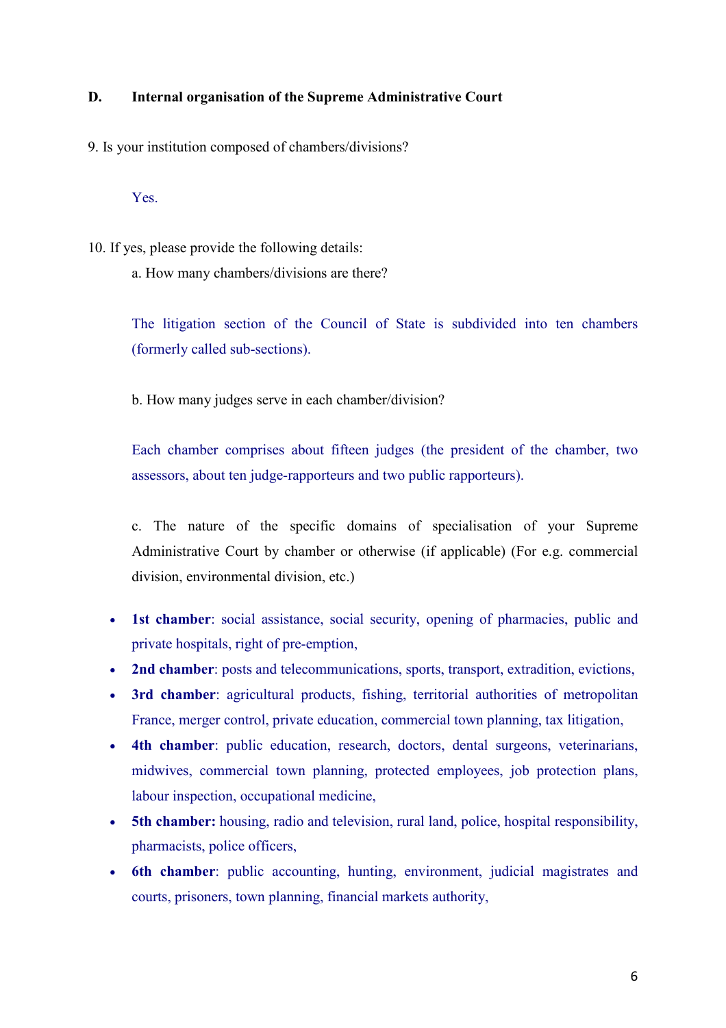## D. Internal organisation of the Supreme Administrative Court

9. Is your institution composed of chambers/divisions?

Yes.

10. If yes, please provide the following details:

a. How many chambers/divisions are there?

The litigation section of the Council of State is subdivided into ten chambers (formerly called sub-sections).

b. How many judges serve in each chamber/division?

Each chamber comprises about fifteen judges (the president of the chamber, two assessors, about ten judge-rapporteurs and two public rapporteurs).

c. The nature of the specific domains of specialisation of your Supreme Administrative Court by chamber or otherwise (if applicable) (For e.g. commercial division, environmental division, etc.)

- **1st chamber**: social assistance, social security, opening of pharmacies, public and private hospitals, right of pre-emption,
- **2nd chamber**: posts and telecommunications, sports, transport, extradition, evictions,
- **3rd chamber**: agricultural products, fishing, territorial authorities of metropolitan France, merger control, private education, commercial town planning, tax litigation,
- **4th chamber**: public education, research, doctors, dental surgeons, veterinarians, midwives, commercial town planning, protected employees, job protection plans, labour inspection, occupational medicine,
- **5th chamber:** housing, radio and television, rural land, police, hospital responsibility, pharmacists, police officers,
- **6th chamber**: public accounting, hunting, environment, judicial magistrates and courts, prisoners, town planning, financial markets authority,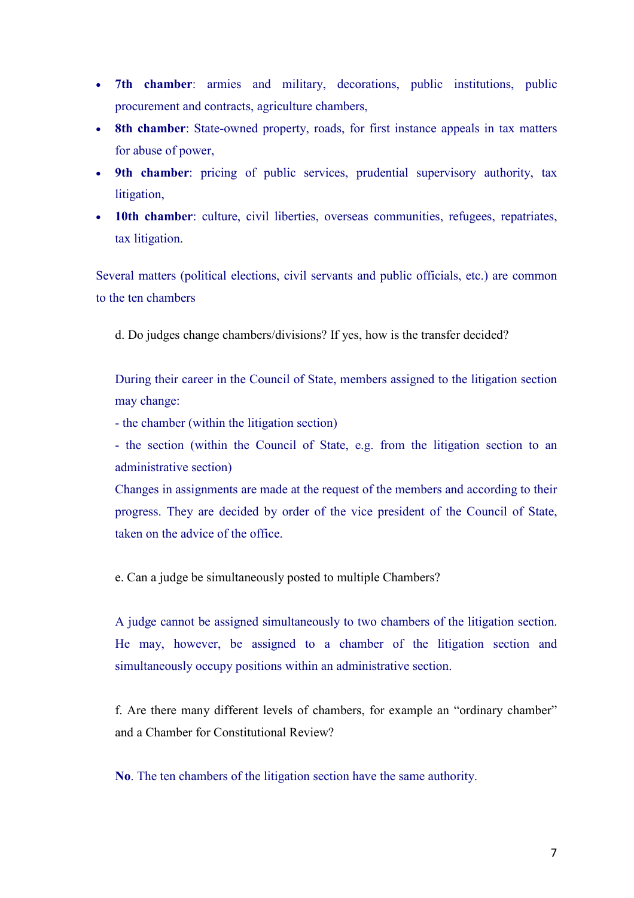- **7th chamber**: armies and military, decorations, public institutions, public procurement and contracts, agriculture chambers,
- **8th chamber**: State-owned property, roads, for first instance appeals in tax matters for abuse of power,
- **9th chamber**: pricing of public services, prudential supervisory authority, tax litigation,
- **10th chamber**: culture, civil liberties, overseas communities, refugees, repatriates, tax litigation.

Several matters (political elections, civil servants and public officials, etc.) are common to the ten chambers

d. Do judges change chambers/divisions? If yes, how is the transfer decided?

During their career in the Council of State, members assigned to the litigation section may change:

- the chamber (within the litigation section)
- the section (within the Council of State, e.g. from the litigation section to an administrative section)

Changes in assignments are made at the request of the members and according to their progress. They are decided by order of the vice president of the Council of State, taken on the advice of the office.

e. Can a judge be simultaneously posted to multiple Chambers?

A judge cannot be assigned simultaneously to two chambers of the litigation section. He may, however, be assigned to a chamber of the litigation section and simultaneously occupy positions within an administrative section.

f. Are there many different levels of chambers, for example an "ordinary chamber" and a Chamber for Constitutional Review?

**No**. The ten chambers of the litigation section have the same authority.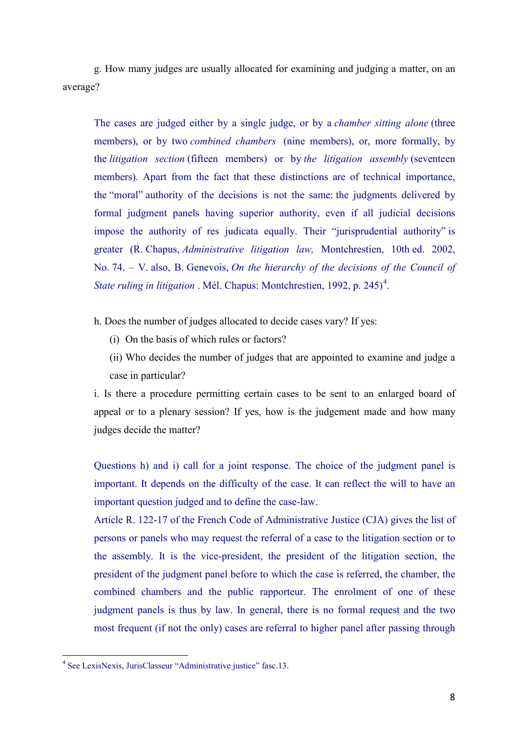g. How many judges are usually allocated for examining and judging a matter, on an average?

> The cases are judged either by a single judge, or by a *chamber sitting alone* (three members), or by two *combined chambers* (nine members), or, more formally, by the *litigation section* (fifteen members) or by *the litigation assembly* (seventeen members). Apart from the fact that these distinctions are of technical importance, the "moral" authority of the decisions is not the same: the judgments delivered by formal judgment panels having superior authority, even if all judicial decisions impose the authority of res judicata equally. Their "jurisprudential authority" is greater (R. Chapus, *Administrative litigation law,* Montchrestien, 10th ed. 2002, No. 74. – V. also, B. Genevois, *On the hierarchy of the decisions of the Council of State ruling in litigation* . Mél. Chapus: Montchrestien, 1992, p. 245)[4].

h. Does the number of judges allocated to decide cases vary? If yes:

(i) On the basis of which rules or factors?

(ii) Who decides the number of judges that are appointed to examine and judge a case in particular?

i. Is there a procedure permitting certain cases to be sent to an enlarged board of appeal or to a plenary session? If yes, how is the judgement made and how many judges decide the matter?

> Questions h) and i) call for a joint response. The choice of the judgment panel is important. It depends on the difficulty of the case. It can reflect the will to have an important question judged and to define the case-law.
>
> Article R. 122-17 of the French Code of Administrative Justice (CJA) gives the list of persons or panels who may request the referral of a case to the litigation section or to the assembly. It is the vice-president, the president of the litigation section, the president of the judgment panel before to which the case is referred, the chamber, the combined chambers and the public rapporteur. The enrolment of one of these judgment panels is thus by law. In general, there is no formal request and the two most frequent (if not the only) cases are referral to higher panel after passing through

[4] See LexisNexis, JurisClasseur "Administrative justice" fasc.13.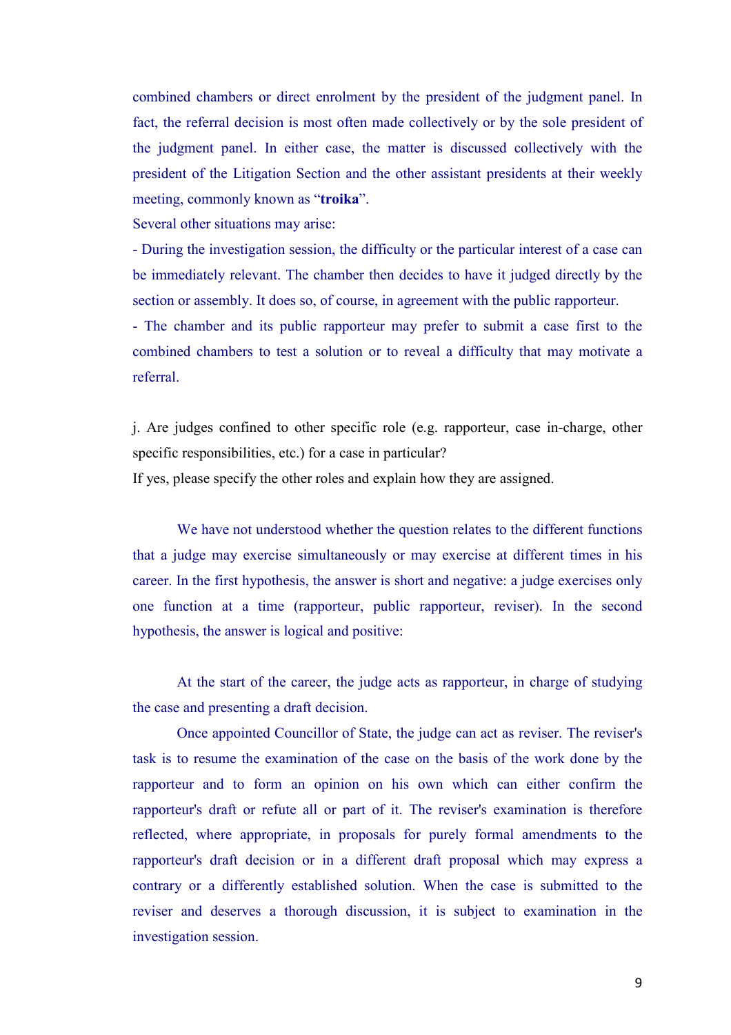combined chambers or direct enrolment by the president of the judgment panel. In fact, the referral decision is most often made collectively or by the sole president of the judgment panel. In either case, the matter is discussed collectively with the president of the Litigation Section and the other assistant presidents at their weekly meeting, commonly known as "**troika**".

Several other situations may arise:

- During the investigation session, the difficulty or the particular interest of a case can be immediately relevant. The chamber then decides to have it judged directly by the section or assembly. It does so, of course, in agreement with the public rapporteur.
- The chamber and its public rapporteur may prefer to submit a case first to the combined chambers to test a solution or to reveal a difficulty that may motivate a referral.

j. Are judges confined to other specific role (e.g. rapporteur, case in-charge, other specific responsibilities, etc.) for a case in particular?
If yes, please specify the other roles and explain how they are assigned.

We have not understood whether the question relates to the different functions that a judge may exercise simultaneously or may exercise at different times in his career. In the first hypothesis, the answer is short and negative: a judge exercises only one function at a time (rapporteur, public rapporteur, reviser). In the second hypothesis, the answer is logical and positive:

At the start of the career, the judge acts as rapporteur, in charge of studying the case and presenting a draft decision.

Once appointed Councillor of State, the judge can act as reviser. The reviser's task is to resume the examination of the case on the basis of the work done by the rapporteur and to form an opinion on his own which can either confirm the rapporteur's draft or refute all or part of it. The reviser's examination is therefore reflected, where appropriate, in proposals for purely formal amendments to the rapporteur's draft decision or in a different draft proposal which may express a contrary or a differently established solution. When the case is submitted to the reviser and deserves a thorough discussion, it is subject to examination in the investigation session.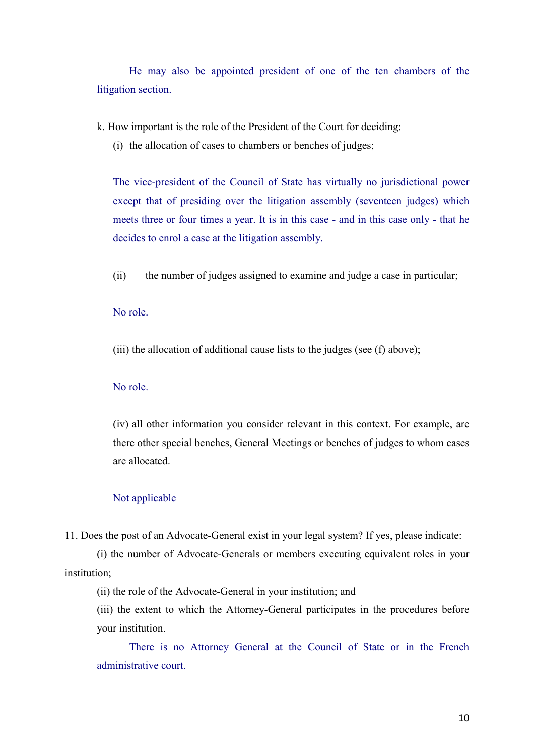He may also be appointed president of one of the ten chambers of the litigation section.

k. How important is the role of the President of the Court for deciding:

(i) the allocation of cases to chambers or benches of judges;

The vice-president of the Council of State has virtually no jurisdictional power except that of presiding over the litigation assembly (seventeen judges) which meets three or four times a year. It is in this case - and in this case only - that he decides to enrol a case at the litigation assembly.

(ii) the number of judges assigned to examine and judge a case in particular;

No role.

(iii) the allocation of additional cause lists to the judges (see (f) above);

No role.

(iv) all other information you consider relevant in this context. For example, are there other special benches, General Meetings or benches of judges to whom cases are allocated.

Not applicable

11. Does the post of an Advocate-General exist in your legal system? If yes, please indicate:

(i) the number of Advocate-Generals or members executing equivalent roles in your institution;

(ii) the role of the Advocate-General in your institution; and

(iii) the extent to which the Attorney-General participates in the procedures before your institution.

There is no Attorney General at the Council of State or in the French administrative court.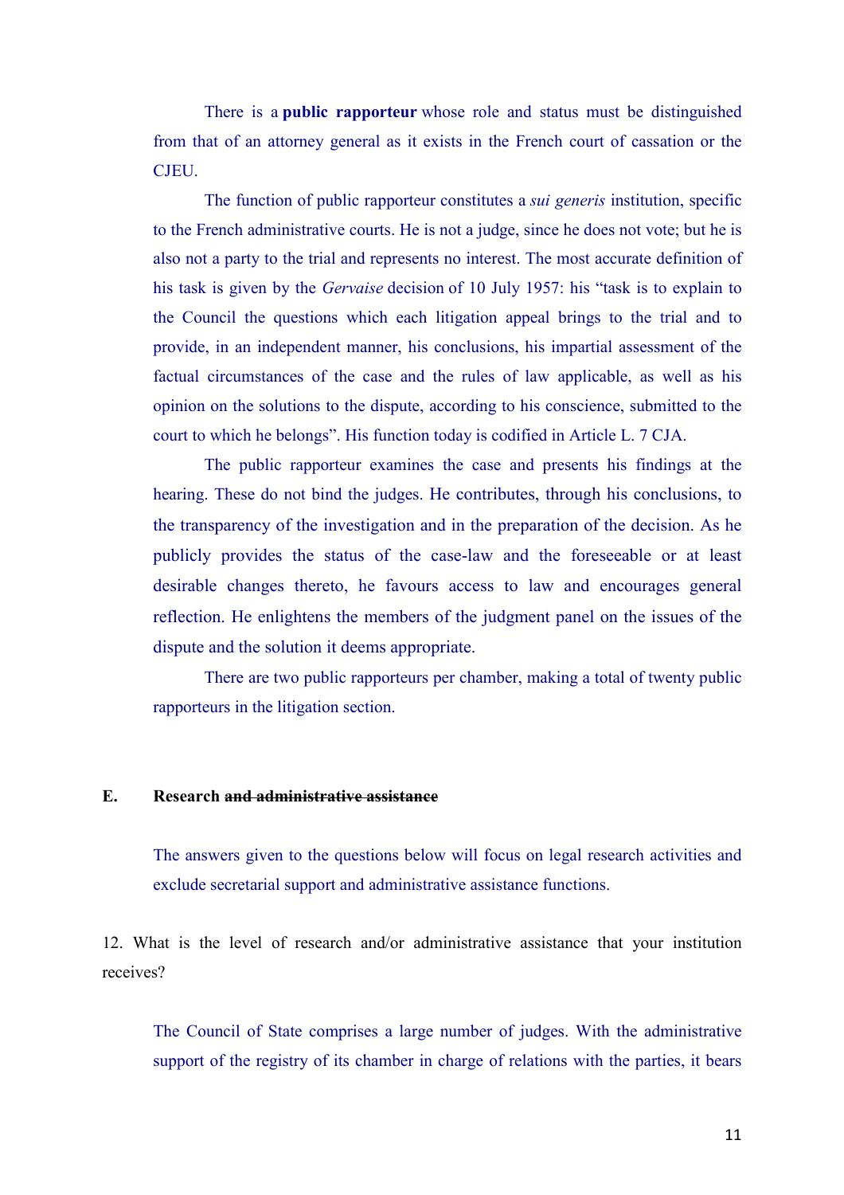There is a **public rapporteur** whose role and status must be distinguished from that of an attorney general as it exists in the French court of cassation or the CJEU.

The function of public rapporteur constitutes a *sui generis* institution, specific to the French administrative courts. He is not a judge, since he does not vote; but he is also not a party to the trial and represents no interest. The most accurate definition of his task is given by the *Gervaise* decision of 10 July 1957: his "task is to explain to the Council the questions which each litigation appeal brings to the trial and to provide, in an independent manner, his conclusions, his impartial assessment of the factual circumstances of the case and the rules of law applicable, as well as his opinion on the solutions to the dispute, according to his conscience, submitted to the court to which he belongs". His function today is codified in Article L. 7 CJA.

The public rapporteur examines the case and presents his findings at the hearing. These do not bind the judges. He contributes, through his conclusions, to the transparency of the investigation and in the preparation of the decision. As he publicly provides the status of the case-law and the foreseeable or at least desirable changes thereto, he favours access to law and encourages general reflection. He enlightens the members of the judgment panel on the issues of the dispute and the solution it deems appropriate.

There are two public rapporteurs per chamber, making a total of twenty public rapporteurs in the litigation section.

## E. Research ~~and administrative assistance~~

The answers given to the questions below will focus on legal research activities and exclude secretarial support and administrative assistance functions.

12. What is the level of research and/or administrative assistance that your institution receives?

The Council of State comprises a large number of judges. With the administrative support of the registry of its chamber in charge of relations with the parties, it bears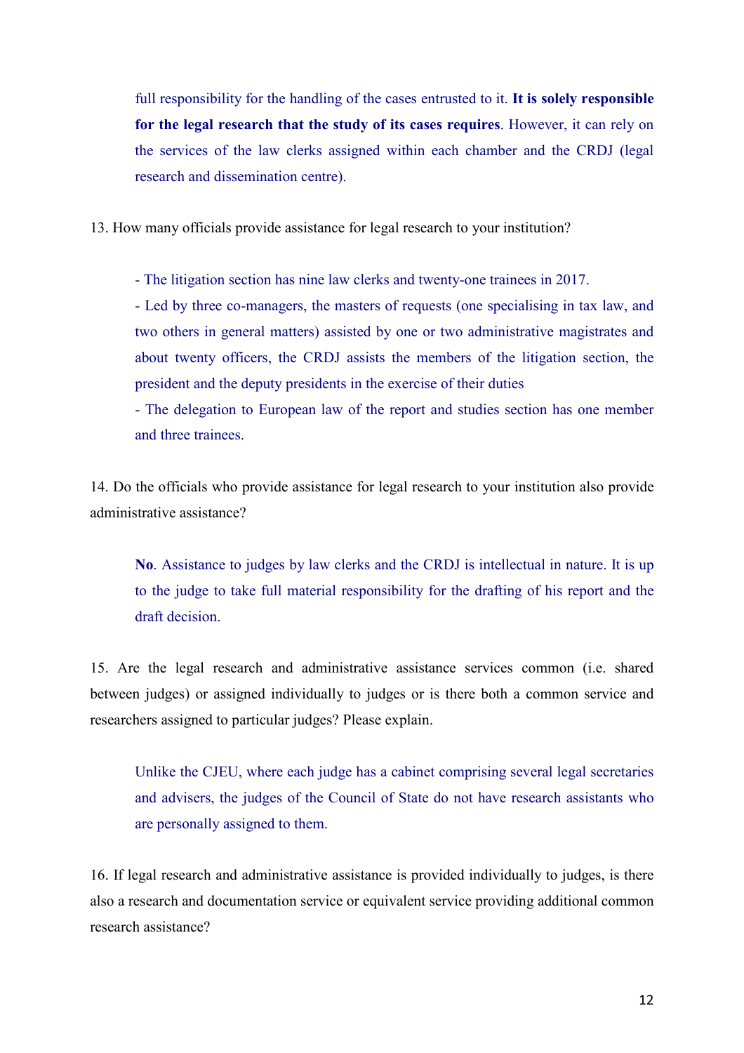full responsibility for the handling of the cases entrusted to it. **It is solely responsible for the legal research that the study of its cases requires**. However, it can rely on the services of the law clerks assigned within each chamber and the CRDJ (legal research and dissemination centre).

13. How many officials provide assistance for legal research to your institution?

- The litigation section has nine law clerks and twenty-one trainees in 2017.
- Led by three co-managers, the masters of requests (one specialising in tax law, and two others in general matters) assisted by one or two administrative magistrates and about twenty officers, the CRDJ assists the members of the litigation section, the president and the deputy presidents in the exercise of their duties
- The delegation to European law of the report and studies section has one member and three trainees.

14. Do the officials who provide assistance for legal research to your institution also provide administrative assistance?

**No**. Assistance to judges by law clerks and the CRDJ is intellectual in nature. It is up to the judge to take full material responsibility for the drafting of his report and the draft decision.

15. Are the legal research and administrative assistance services common (i.e. shared between judges) or assigned individually to judges or is there both a common service and researchers assigned to particular judges? Please explain.

Unlike the CJEU, where each judge has a cabinet comprising several legal secretaries and advisers, the judges of the Council of State do not have research assistants who are personally assigned to them.

16. If legal research and administrative assistance is provided individually to judges, is there also a research and documentation service or equivalent service providing additional common research assistance?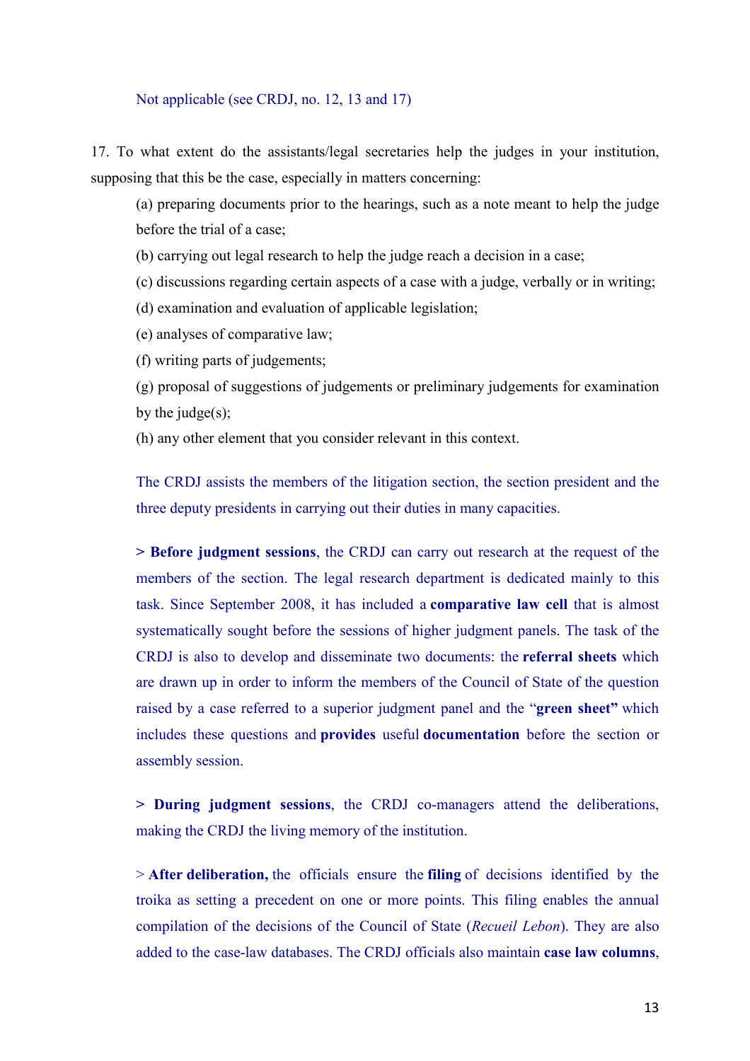Not applicable (see CRDJ, no. 12, 13 and 17)

17. To what extent do the assistants/legal secretaries help the judges in your institution, supposing that this be the case, especially in matters concerning:

(a) preparing documents prior to the hearings, such as a note meant to help the judge before the trial of a case;

(b) carrying out legal research to help the judge reach a decision in a case;

(c) discussions regarding certain aspects of a case with a judge, verbally or in writing;

(d) examination and evaluation of applicable legislation;

(e) analyses of comparative law;

(f) writing parts of judgements;

(g) proposal of suggestions of judgements or preliminary judgements for examination by the judge(s);

(h) any other element that you consider relevant in this context.

The CRDJ assists the members of the litigation section, the section president and the three deputy presidents in carrying out their duties in many capacities.

> **Before judgment sessions**, the CRDJ can carry out research at the request of the members of the section. The legal research department is dedicated mainly to this task. Since September 2008, it has included a **comparative law cell** that is almost systematically sought before the sessions of higher judgment panels. The task of the CRDJ is also to develop and disseminate two documents: the **referral sheets** which are drawn up in order to inform the members of the Council of State of the question raised by a case referred to a superior judgment panel and the "**green sheet"** which includes these questions and **provides** useful **documentation** before the section or assembly session.

> **During judgment sessions**, the CRDJ co-managers attend the deliberations, making the CRDJ the living memory of the institution.

> **After deliberation,** the officials ensure the **filing** of decisions identified by the troika as setting a precedent on one or more points. This filing enables the annual compilation of the decisions of the Council of State (*Recueil Lebon*). They are also added to the case-law databases. The CRDJ officials also maintain **case law columns**,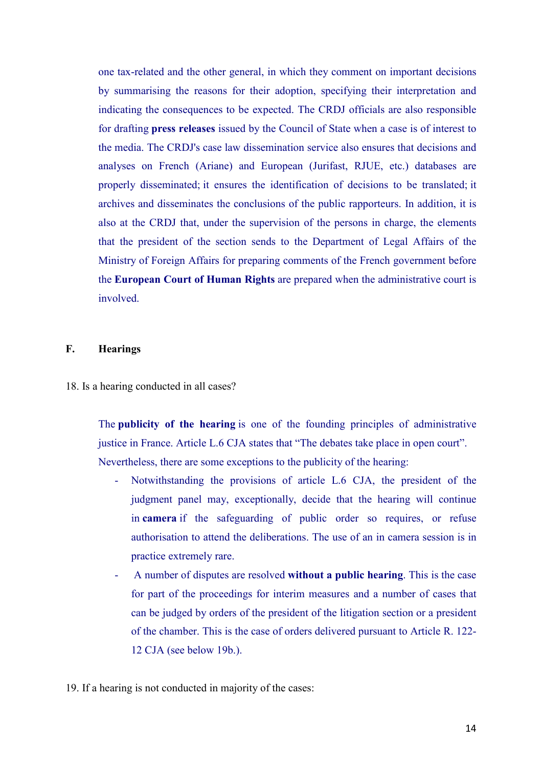one tax-related and the other general, in which they comment on important decisions by summarising the reasons for their adoption, specifying their interpretation and indicating the consequences to be expected. The CRDJ officials are also responsible for drafting **press releases** issued by the Council of State when a case is of interest to the media. The CRDJ's case law dissemination service also ensures that decisions and analyses on French (Ariane) and European (Jurifast, RJUE, etc.) databases are properly disseminated; it ensures the identification of decisions to be translated; it archives and disseminates the conclusions of the public rapporteurs. In addition, it is also at the CRDJ that, under the supervision of the persons in charge, the elements that the president of the section sends to the Department of Legal Affairs of the Ministry of Foreign Affairs for preparing comments of the French government before the **European Court of Human Rights** are prepared when the administrative court is involved.

## F. Hearings

18. Is a hearing conducted in all cases?

The **publicity of the hearing** is one of the founding principles of administrative justice in France. Article L.6 CJA states that "The debates take place in open court". Nevertheless, there are some exceptions to the publicity of the hearing:

- Notwithstanding the provisions of article L.6 CJA, the president of the judgment panel may, exceptionally, decide that the hearing will continue in **camera** if the safeguarding of public order so requires, or refuse authorisation to attend the deliberations. The use of an in camera session is in practice extremely rare.
- A number of disputes are resolved **without a public hearing**. This is the case for part of the proceedings for interim measures and a number of cases that can be judged by orders of the president of the litigation section or a president of the chamber. This is the case of orders delivered pursuant to Article R. 122-12 CJA (see below 19b.).

19. If a hearing is not conducted in majority of the cases: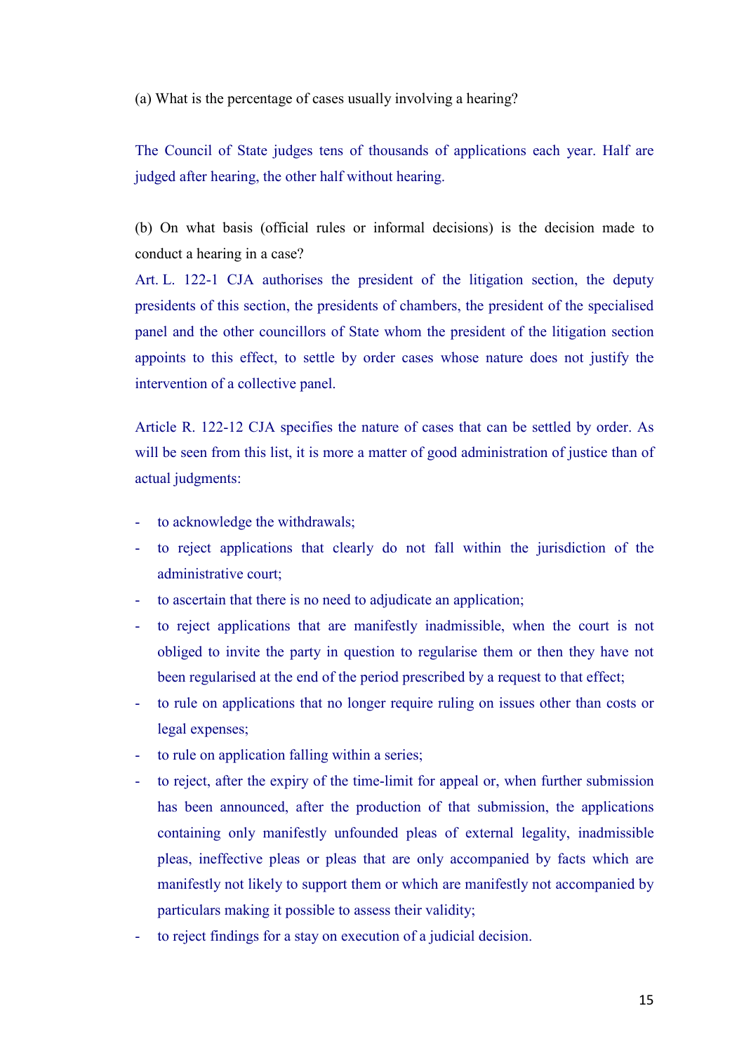(a) What is the percentage of cases usually involving a hearing?

The Council of State judges tens of thousands of applications each year. Half are judged after hearing, the other half without hearing.

(b) On what basis (official rules or informal decisions) is the decision made to conduct a hearing in a case?

Art. L. 122-1 CJA authorises the president of the litigation section, the deputy presidents of this section, the presidents of chambers, the president of the specialised panel and the other councillors of State whom the president of the litigation section appoints to this effect, to settle by order cases whose nature does not justify the intervention of a collective panel.

Article R. 122-12 CJA specifies the nature of cases that can be settled by order. As will be seen from this list, it is more a matter of good administration of justice than of actual judgments:

- to acknowledge the withdrawals;
- to reject applications that clearly do not fall within the jurisdiction of the administrative court;
- to ascertain that there is no need to adjudicate an application;
- to reject applications that are manifestly inadmissible, when the court is not obliged to invite the party in question to regularise them or then they have not been regularised at the end of the period prescribed by a request to that effect;
- to rule on applications that no longer require ruling on issues other than costs or legal expenses;
- to rule on application falling within a series;
- to reject, after the expiry of the time-limit for appeal or, when further submission has been announced, after the production of that submission, the applications containing only manifestly unfounded pleas of external legality, inadmissible pleas, ineffective pleas or pleas that are only accompanied by facts which are manifestly not likely to support them or which are manifestly not accompanied by particulars making it possible to assess their validity;
- to reject findings for a stay on execution of a judicial decision.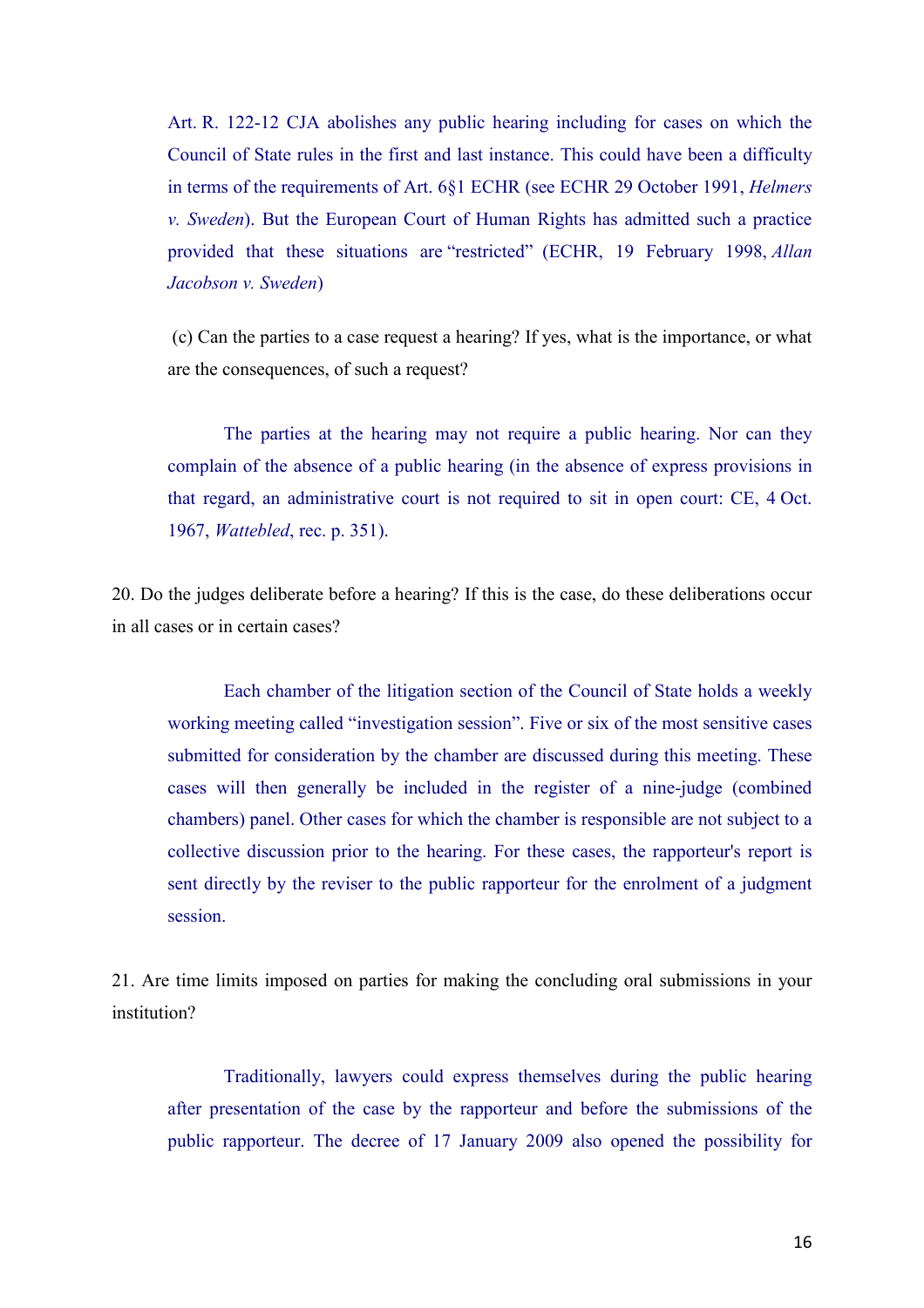Art. R. 122-12 CJA abolishes any public hearing including for cases on which the Council of State rules in the first and last instance. This could have been a difficulty in terms of the requirements of Art. 6§1 ECHR (see ECHR 29 October 1991, *Helmers v. Sweden*). But the European Court of Human Rights has admitted such a practice provided that these situations are "restricted" (ECHR, 19 February 1998, *Allan Jacobson v. Sweden*)

(c) Can the parties to a case request a hearing? If yes, what is the importance, or what are the consequences, of such a request?

The parties at the hearing may not require a public hearing. Nor can they complain of the absence of a public hearing (in the absence of express provisions in that regard, an administrative court is not required to sit in open court: CE, 4 Oct. 1967, *Wattebled*, rec. p. 351).

20. Do the judges deliberate before a hearing? If this is the case, do these deliberations occur in all cases or in certain cases?

Each chamber of the litigation section of the Council of State holds a weekly working meeting called "investigation session". Five or six of the most sensitive cases submitted for consideration by the chamber are discussed during this meeting. These cases will then generally be included in the register of a nine-judge (combined chambers) panel. Other cases for which the chamber is responsible are not subject to a collective discussion prior to the hearing. For these cases, the rapporteur's report is sent directly by the reviser to the public rapporteur for the enrolment of a judgment session.

21. Are time limits imposed on parties for making the concluding oral submissions in your institution?

Traditionally, lawyers could express themselves during the public hearing after presentation of the case by the rapporteur and before the submissions of the public rapporteur. The decree of 17 January 2009 also opened the possibility for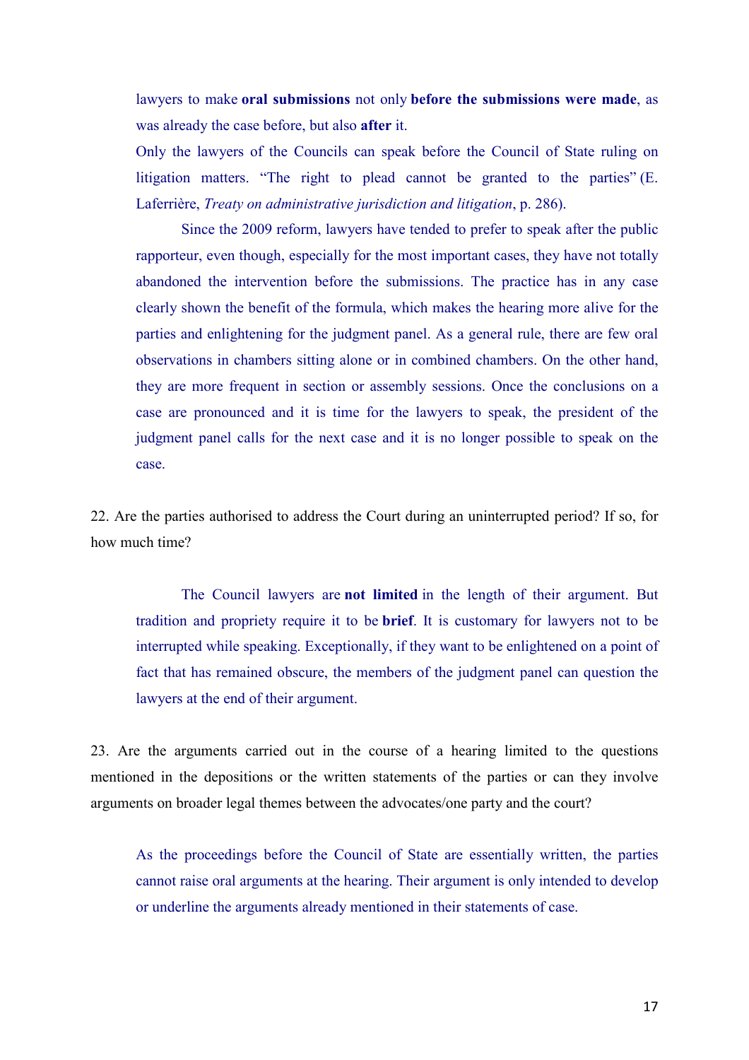lawyers to make **oral submissions** not only **before the submissions were made**, as was already the case before, but also **after** it.

Only the lawyers of the Councils can speak before the Council of State ruling on litigation matters. "The right to plead cannot be granted to the parties" (E. Laferrière, *Treaty on administrative jurisdiction and litigation*, p. 286).

Since the 2009 reform, lawyers have tended to prefer to speak after the public rapporteur, even though, especially for the most important cases, they have not totally abandoned the intervention before the submissions. The practice has in any case clearly shown the benefit of the formula, which makes the hearing more alive for the parties and enlightening for the judgment panel. As a general rule, there are few oral observations in chambers sitting alone or in combined chambers. On the other hand, they are more frequent in section or assembly sessions. Once the conclusions on a case are pronounced and it is time for the lawyers to speak, the president of the judgment panel calls for the next case and it is no longer possible to speak on the case.

22. Are the parties authorised to address the Court during an uninterrupted period? If so, for how much time?

The Council lawyers are **not limited** in the length of their argument. But tradition and propriety require it to be **brief**. It is customary for lawyers not to be interrupted while speaking. Exceptionally, if they want to be enlightened on a point of fact that has remained obscure, the members of the judgment panel can question the lawyers at the end of their argument.

23. Are the arguments carried out in the course of a hearing limited to the questions mentioned in the depositions or the written statements of the parties or can they involve arguments on broader legal themes between the advocates/one party and the court?

As the proceedings before the Council of State are essentially written, the parties cannot raise oral arguments at the hearing. Their argument is only intended to develop or underline the arguments already mentioned in their statements of case.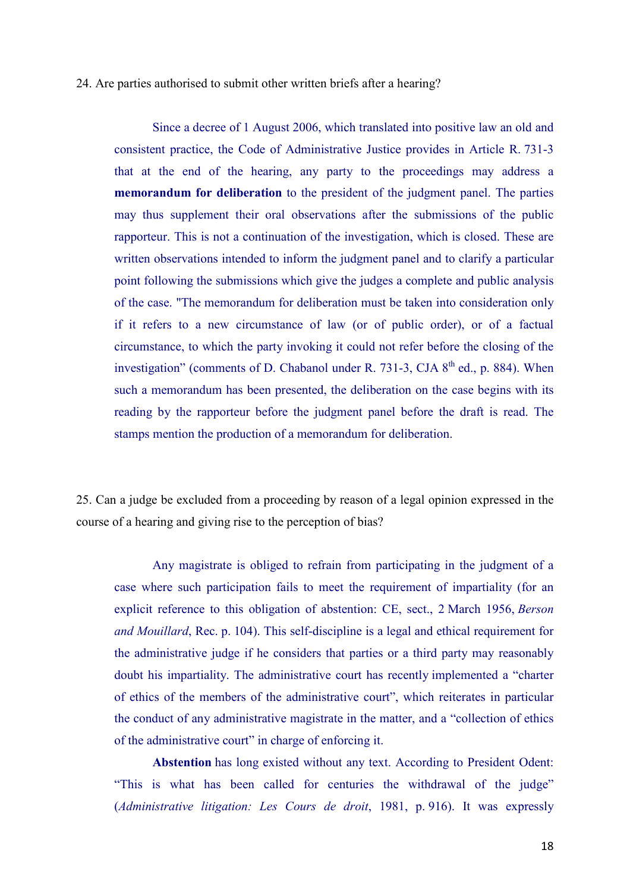24. Are parties authorised to submit other written briefs after a hearing?

Since a decree of 1 August 2006, which translated into positive law an old and consistent practice, the Code of Administrative Justice provides in Article R. 731-3 that at the end of the hearing, any party to the proceedings may address a **memorandum for deliberation** to the president of the judgment panel. The parties may thus supplement their oral observations after the submissions of the public rapporteur. This is not a continuation of the investigation, which is closed. These are written observations intended to inform the judgment panel and to clarify a particular point following the submissions which give the judges a complete and public analysis of the case. "The memorandum for deliberation must be taken into consideration only if it refers to a new circumstance of law (or of public order), or of a factual circumstance, to which the party invoking it could not refer before the closing of the investigation" (comments of D. Chabanol under R. 731-3, CJA 8th ed., p. 884). When such a memorandum has been presented, the deliberation on the case begins with its reading by the rapporteur before the judgment panel before the draft is read. The stamps mention the production of a memorandum for deliberation.

25. Can a judge be excluded from a proceeding by reason of a legal opinion expressed in the course of a hearing and giving rise to the perception of bias?

Any magistrate is obliged to refrain from participating in the judgment of a case where such participation fails to meet the requirement of impartiality (for an explicit reference to this obligation of abstention: CE, sect., 2 March 1956, *Berson and Mouillard*, Rec. p. 104). This self-discipline is a legal and ethical requirement for the administrative judge if he considers that parties or a third party may reasonably doubt his impartiality. The administrative court has recently implemented a "charter of ethics of the members of the administrative court", which reiterates in particular the conduct of any administrative magistrate in the matter, and a "collection of ethics of the administrative court" in charge of enforcing it.

**Abstention** has long existed without any text. According to President Odent: "This is what has been called for centuries the withdrawal of the judge" (*Administrative litigation: Les Cours de droit*, 1981, p. 916). It was expressly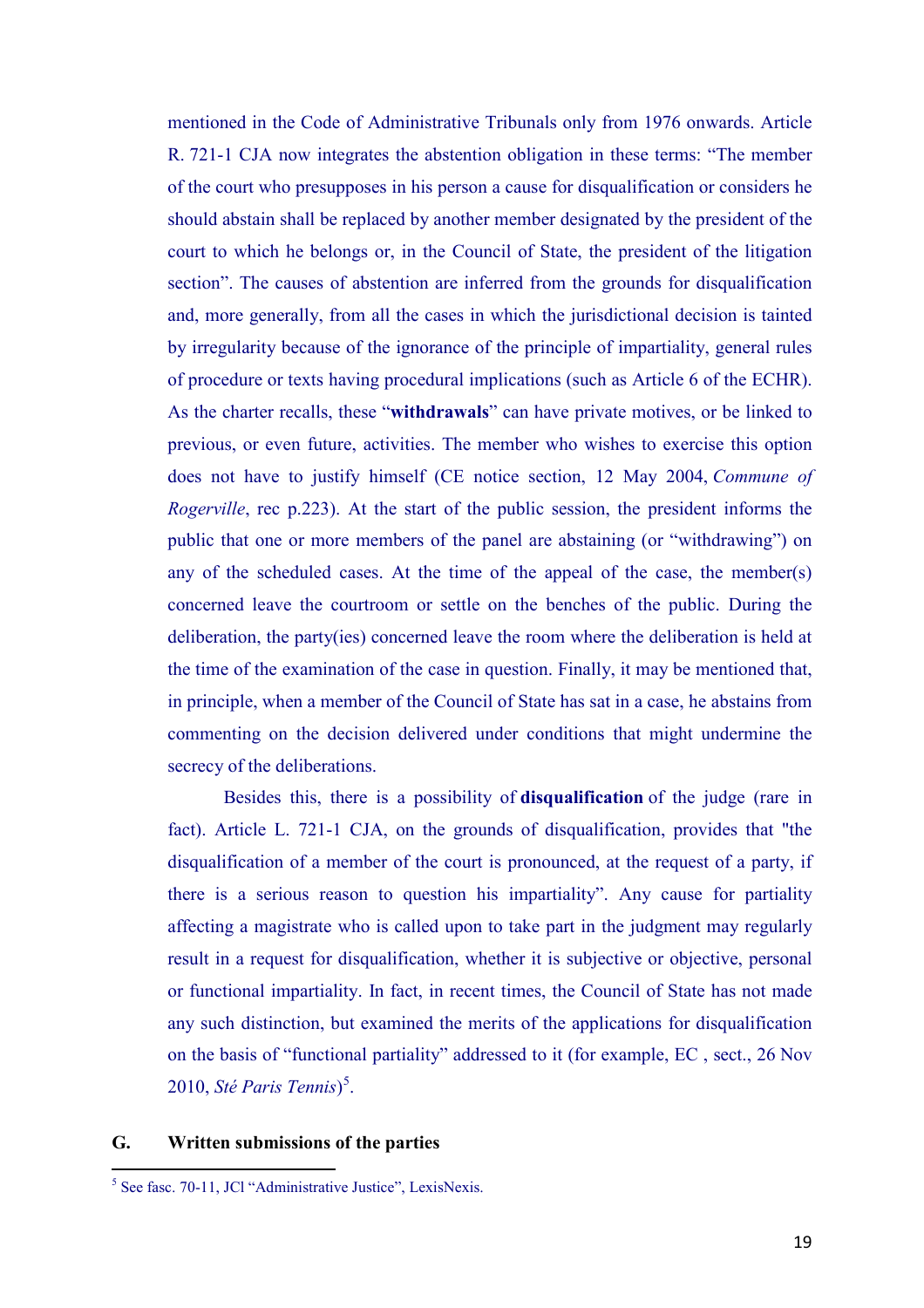mentioned in the Code of Administrative Tribunals only from 1976 onwards. Article R. 721-1 CJA now integrates the abstention obligation in these terms: "The member of the court who presupposes in his person a cause for disqualification or considers he should abstain shall be replaced by another member designated by the president of the court to which he belongs or, in the Council of State, the president of the litigation section". The causes of abstention are inferred from the grounds for disqualification and, more generally, from all the cases in which the jurisdictional decision is tainted by irregularity because of the ignorance of the principle of impartiality, general rules of procedure or texts having procedural implications (such as Article 6 of the ECHR). As the charter recalls, these "**withdrawals**" can have private motives, or be linked to previous, or even future, activities. The member who wishes to exercise this option does not have to justify himself (CE notice section, 12 May 2004, *Commune of Rogerville*, rec p.223). At the start of the public session, the president informs the public that one or more members of the panel are abstaining (or "withdrawing") on any of the scheduled cases. At the time of the appeal of the case, the member(s) concerned leave the courtroom or settle on the benches of the public. During the deliberation, the party(ies) concerned leave the room where the deliberation is held at the time of the examination of the case in question. Finally, it may be mentioned that, in principle, when a member of the Council of State has sat in a case, he abstains from commenting on the decision delivered under conditions that might undermine the secrecy of the deliberations.

Besides this, there is a possibility of **disqualification** of the judge (rare in fact). Article L. 721-1 CJA, on the grounds of disqualification, provides that "the disqualification of a member of the court is pronounced, at the request of a party, if there is a serious reason to question his impartiality". Any cause for partiality affecting a magistrate who is called upon to take part in the judgment may regularly result in a request for disqualification, whether it is subjective or objective, personal or functional impartiality. In fact, in recent times, the Council of State has not made any such distinction, but examined the merits of the applications for disqualification on the basis of "functional partiality" addressed to it (for example, EC , sect., 26 Nov 2010, *Sté Paris Tennis*)[5].

## G. Written submissions of the parties

[5] See fasc. 70-11, JCl "Administrative Justice", LexisNexis.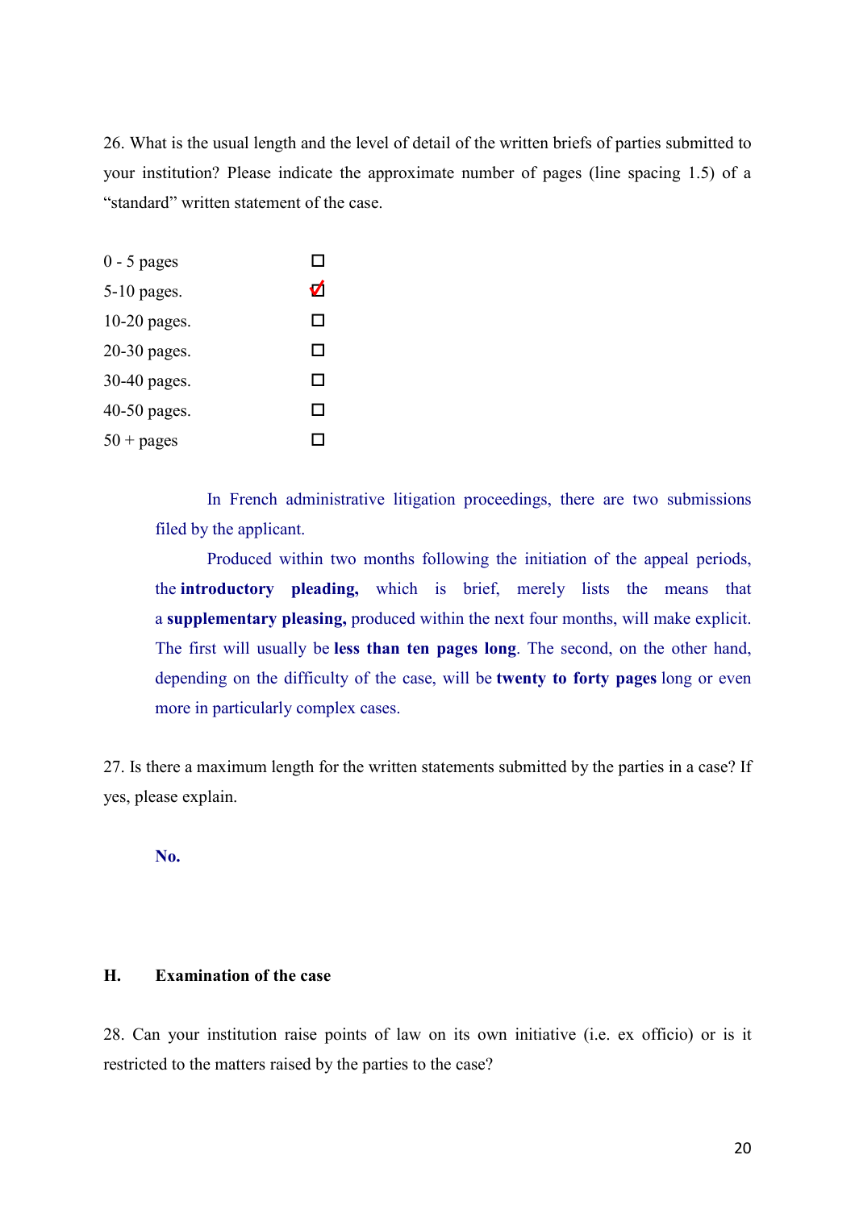26. What is the usual length and the level of detail of the written briefs of parties submitted to your institution? Please indicate the approximate number of pages (line spacing 1.5) of a "standard" written statement of the case.

- [ ] 0 - 5 pages
- [x] 5-10 pages.
- [ ] 10-20 pages.
- [ ] 20-30 pages.
- [ ] 30-40 pages.
- [ ] 40-50 pages.
- [ ] 50 + pages

In French administrative litigation proceedings, there are two submissions filed by the applicant.

Produced within two months following the initiation of the appeal periods, the **introductory pleading,** which is brief, merely lists the means that a **supplementary pleasing,** produced within the next four months, will make explicit. The first will usually be **less than ten pages long**. The second, on the other hand, depending on the difficulty of the case, will be **twenty to forty pages** long or even more in particularly complex cases.

27. Is there a maximum length for the written statements submitted by the parties in a case? If yes, please explain.

**No.**

## H. Examination of the case

28. Can your institution raise points of law on its own initiative (i.e. ex officio) or is it restricted to the matters raised by the parties to the case?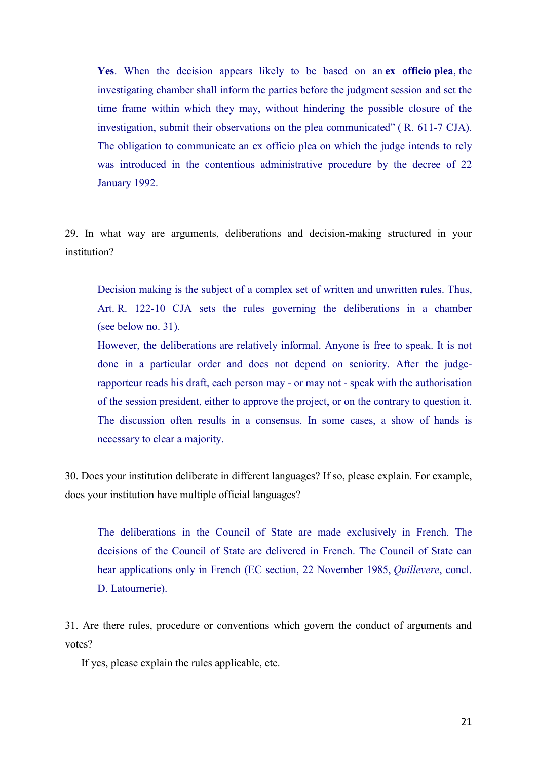**Yes**. When the decision appears likely to be based on an **ex officio plea**, the investigating chamber shall inform the parties before the judgment session and set the time frame within which they may, without hindering the possible closure of the investigation, submit their observations on the plea communicated" ( R. 611-7 CJA). The obligation to communicate an ex officio plea on which the judge intends to rely was introduced in the contentious administrative procedure by the decree of 22 January 1992.

29. In what way are arguments, deliberations and decision-making structured in your institution?

Decision making is the subject of a complex set of written and unwritten rules. Thus, Art. R. 122-10 CJA sets the rules governing the deliberations in a chamber (see below no. 31).

However, the deliberations are relatively informal. Anyone is free to speak. It is not done in a particular order and does not depend on seniority. After the judge-rapporteur reads his draft, each person may - or may not - speak with the authorisation of the session president, either to approve the project, or on the contrary to question it. The discussion often results in a consensus. In some cases, a show of hands is necessary to clear a majority.

30. Does your institution deliberate in different languages? If so, please explain. For example, does your institution have multiple official languages?

The deliberations in the Council of State are made exclusively in French. The decisions of the Council of State are delivered in French. The Council of State can hear applications only in French (EC section, 22 November 1985, *Quillevere*, concl. D. Latournerie).

31. Are there rules, procedure or conventions which govern the conduct of arguments and votes?

If yes, please explain the rules applicable, etc.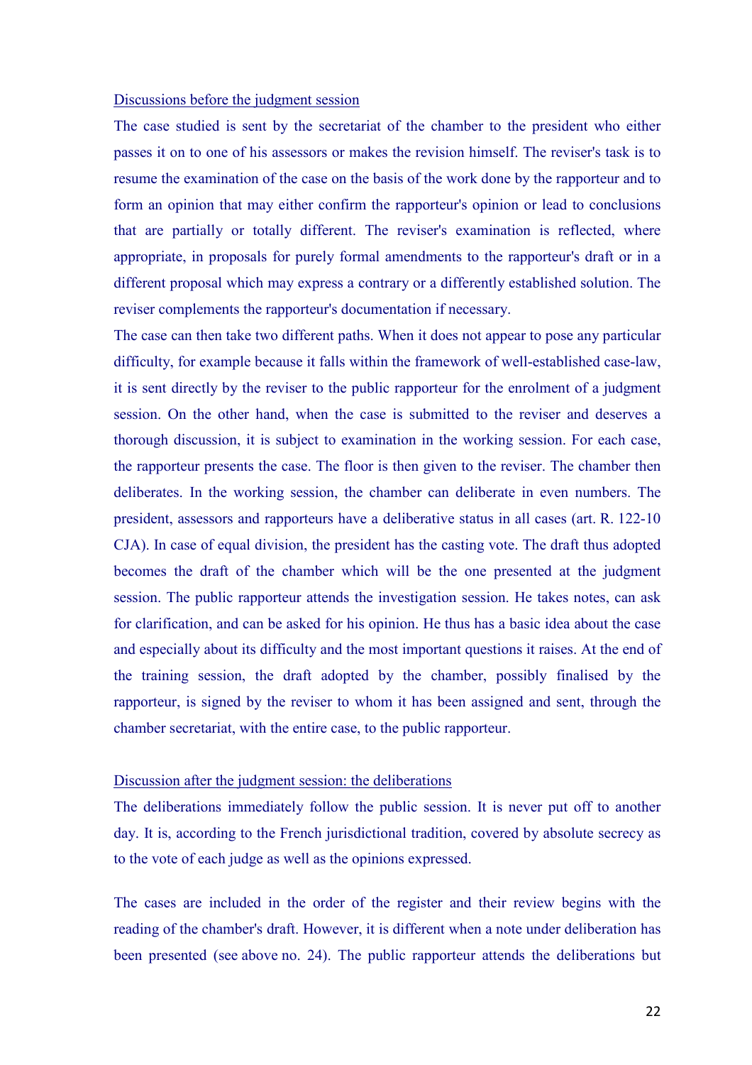Discussions before the judgment session

The case studied is sent by the secretariat of the chamber to the president who either passes it on to one of his assessors or makes the revision himself. The reviser's task is to resume the examination of the case on the basis of the work done by the rapporteur and to form an opinion that may either confirm the rapporteur's opinion or lead to conclusions that are partially or totally different. The reviser's examination is reflected, where appropriate, in proposals for purely formal amendments to the rapporteur's draft or in a different proposal which may express a contrary or a differently established solution. The reviser complements the rapporteur's documentation if necessary.

The case can then take two different paths. When it does not appear to pose any particular difficulty, for example because it falls within the framework of well-established case-law, it is sent directly by the reviser to the public rapporteur for the enrolment of a judgment session. On the other hand, when the case is submitted to the reviser and deserves a thorough discussion, it is subject to examination in the working session. For each case, the rapporteur presents the case. The floor is then given to the reviser. The chamber then deliberates. In the working session, the chamber can deliberate in even numbers. The president, assessors and rapporteurs have a deliberative status in all cases (art. R. 122-10 CJA). In case of equal division, the president has the casting vote. The draft thus adopted becomes the draft of the chamber which will be the one presented at the judgment session. The public rapporteur attends the investigation session. He takes notes, can ask for clarification, and can be asked for his opinion. He thus has a basic idea about the case and especially about its difficulty and the most important questions it raises. At the end of the training session, the draft adopted by the chamber, possibly finalised by the rapporteur, is signed by the reviser to whom it has been assigned and sent, through the chamber secretariat, with the entire case, to the public rapporteur.

Discussion after the judgment session: the deliberations

The deliberations immediately follow the public session. It is never put off to another day. It is, according to the French jurisdictional tradition, covered by absolute secrecy as to the vote of each judge as well as the opinions expressed.

The cases are included in the order of the register and their review begins with the reading of the chamber's draft. However, it is different when a note under deliberation has been presented (see above no. 24). The public rapporteur attends the deliberations but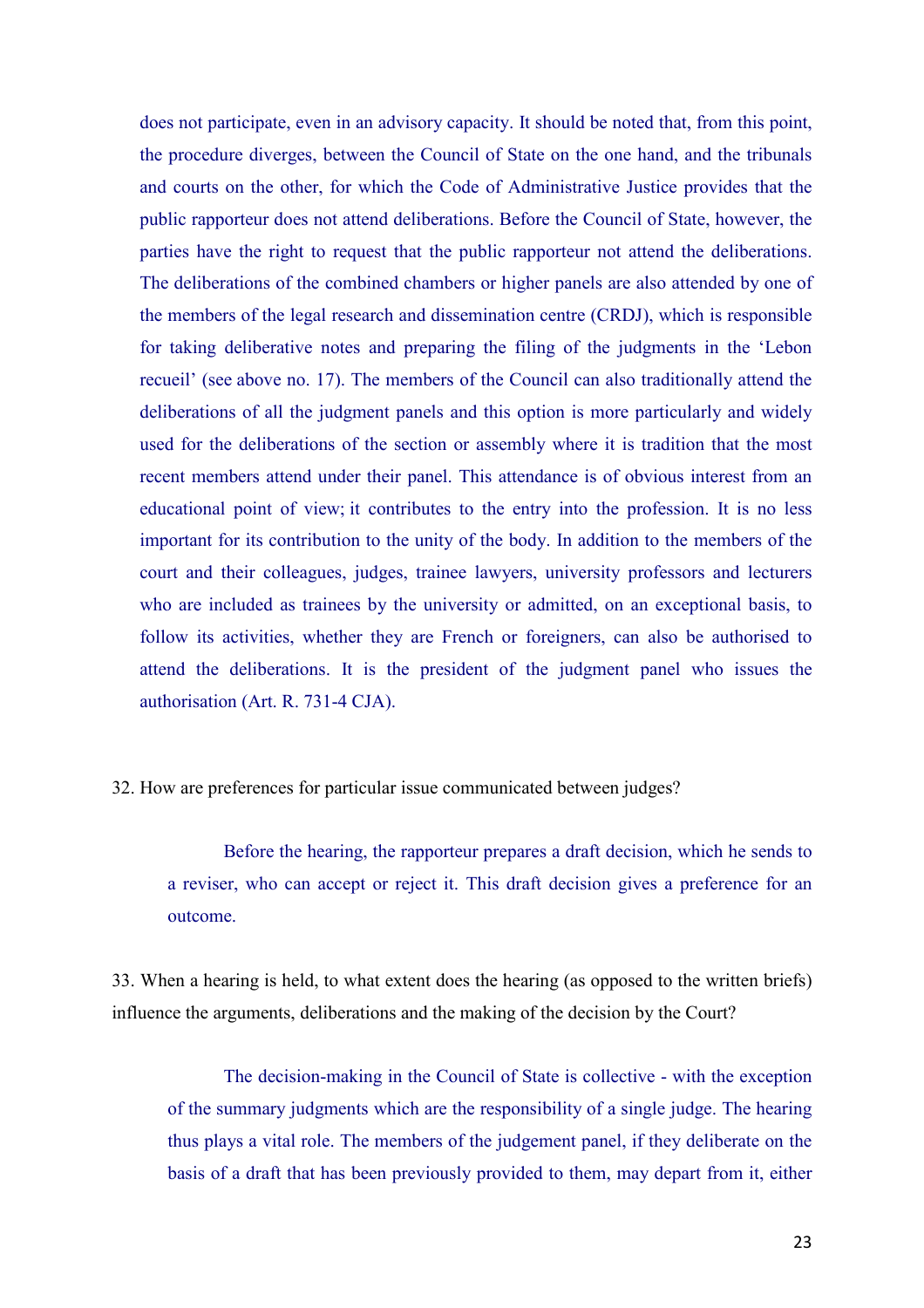does not participate, even in an advisory capacity. It should be noted that, from this point, the procedure diverges, between the Council of State on the one hand, and the tribunals and courts on the other, for which the Code of Administrative Justice provides that the public rapporteur does not attend deliberations. Before the Council of State, however, the parties have the right to request that the public rapporteur not attend the deliberations. The deliberations of the combined chambers or higher panels are also attended by one of the members of the legal research and dissemination centre (CRDJ), which is responsible for taking deliberative notes and preparing the filing of the judgments in the 'Lebon recueil' (see above no. 17). The members of the Council can also traditionally attend the deliberations of all the judgment panels and this option is more particularly and widely used for the deliberations of the section or assembly where it is tradition that the most recent members attend under their panel. This attendance is of obvious interest from an educational point of view; it contributes to the entry into the profession. It is no less important for its contribution to the unity of the body. In addition to the members of the court and their colleagues, judges, trainee lawyers, university professors and lecturers who are included as trainees by the university or admitted, on an exceptional basis, to follow its activities, whether they are French or foreigners, can also be authorised to attend the deliberations. It is the president of the judgment panel who issues the authorisation (Art. R. 731-4 CJA).

32. How are preferences for particular issue communicated between judges?

Before the hearing, the rapporteur prepares a draft decision, which he sends to a reviser, who can accept or reject it. This draft decision gives a preference for an outcome.

33. When a hearing is held, to what extent does the hearing (as opposed to the written briefs) influence the arguments, deliberations and the making of the decision by the Court?

The decision-making in the Council of State is collective - with the exception of the summary judgments which are the responsibility of a single judge. The hearing thus plays a vital role. The members of the judgement panel, if they deliberate on the basis of a draft that has been previously provided to them, may depart from it, either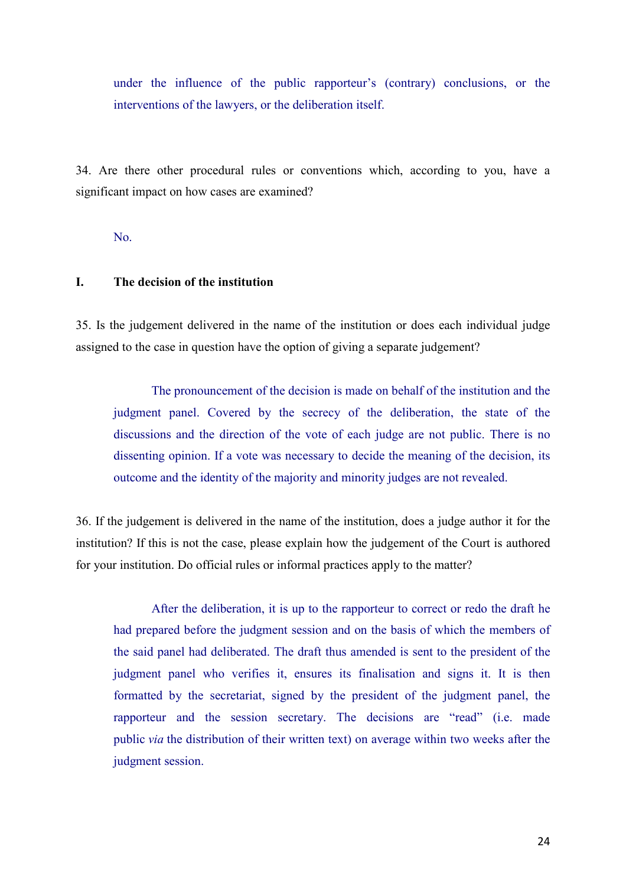under the influence of the public rapporteur's (contrary) conclusions, or the interventions of the lawyers, or the deliberation itself.

34. Are there other procedural rules or conventions which, according to you, have a significant impact on how cases are examined?

No.

## I. The decision of the institution

35. Is the judgement delivered in the name of the institution or does each individual judge assigned to the case in question have the option of giving a separate judgement?

The pronouncement of the decision is made on behalf of the institution and the judgment panel. Covered by the secrecy of the deliberation, the state of the discussions and the direction of the vote of each judge are not public. There is no dissenting opinion. If a vote was necessary to decide the meaning of the decision, its outcome and the identity of the majority and minority judges are not revealed.

36. If the judgement is delivered in the name of the institution, does a judge author it for the institution? If this is not the case, please explain how the judgement of the Court is authored for your institution. Do official rules or informal practices apply to the matter?

After the deliberation, it is up to the rapporteur to correct or redo the draft he had prepared before the judgment session and on the basis of which the members of the said panel had deliberated. The draft thus amended is sent to the president of the judgment panel who verifies it, ensures its finalisation and signs it. It is then formatted by the secretariat, signed by the president of the judgment panel, the rapporteur and the session secretary. The decisions are "read" (i.e. made public *via* the distribution of their written text) on average within two weeks after the judgment session.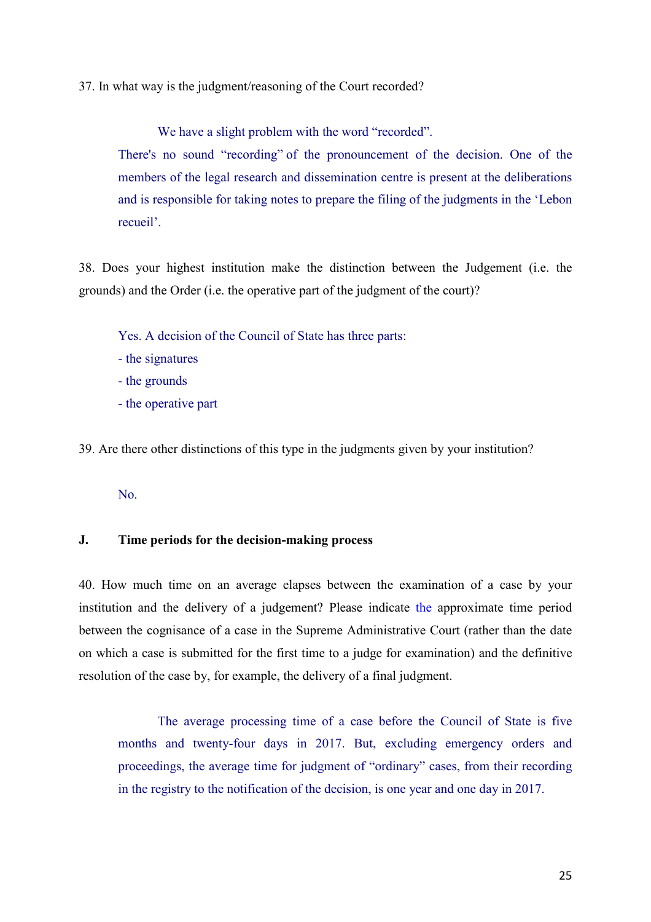37. In what way is the judgment/reasoning of the Court recorded?

We have a slight problem with the word "recorded".

There's no sound "recording" of the pronouncement of the decision. One of the members of the legal research and dissemination centre is present at the deliberations and is responsible for taking notes to prepare the filing of the judgments in the 'Lebon recueil'.

38. Does your highest institution make the distinction between the Judgement (i.e. the grounds) and the Order (i.e. the operative part of the judgment of the court)?

Yes. A decision of the Council of State has three parts:

- the signatures
- the grounds
- the operative part

39. Are there other distinctions of this type in the judgments given by your institution?

No.

## J. Time periods for the decision-making process

40. How much time on an average elapses between the examination of a case by your institution and the delivery of a judgement? Please indicate the approximate time period between the cognisance of a case in the Supreme Administrative Court (rather than the date on which a case is submitted for the first time to a judge for examination) and the definitive resolution of the case by, for example, the delivery of a final judgment.

The average processing time of a case before the Council of State is five months and twenty-four days in 2017. But, excluding emergency orders and proceedings, the average time for judgment of "ordinary" cases, from their recording in the registry to the notification of the decision, is one year and one day in 2017.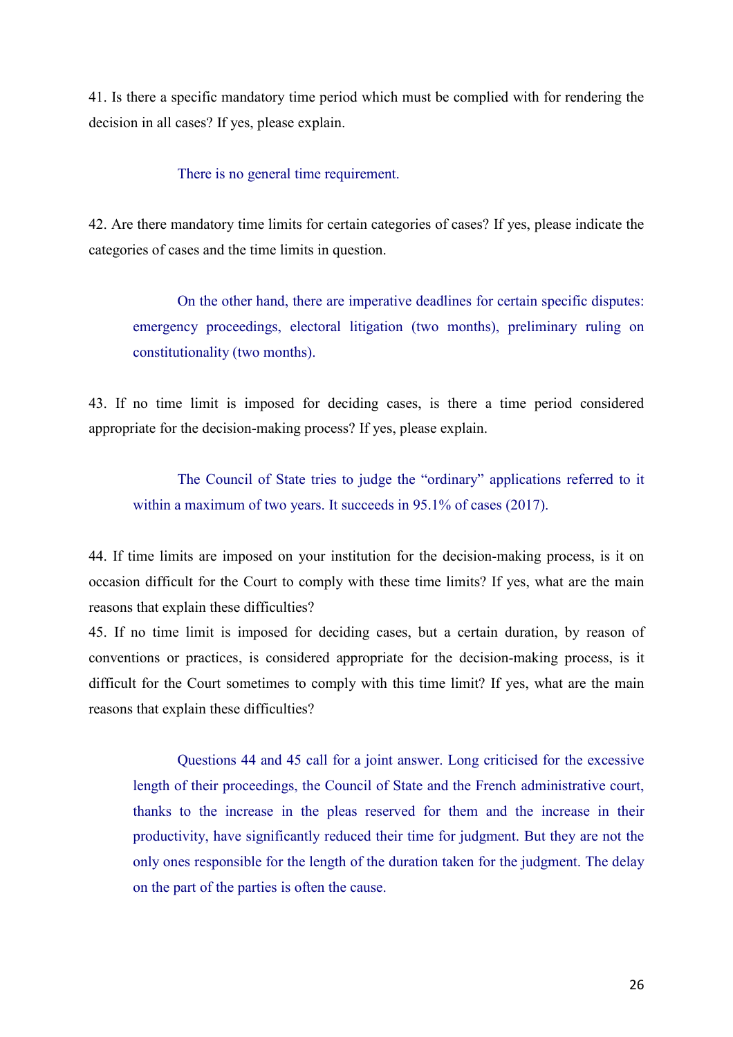41. Is there a specific mandatory time period which must be complied with for rendering the decision in all cases? If yes, please explain.

> There is no general time requirement.

42. Are there mandatory time limits for certain categories of cases? If yes, please indicate the categories of cases and the time limits in question.

> On the other hand, there are imperative deadlines for certain specific disputes: emergency proceedings, electoral litigation (two months), preliminary ruling on constitutionality (two months).

43. If no time limit is imposed for deciding cases, is there a time period considered appropriate for the decision-making process? If yes, please explain.

> The Council of State tries to judge the "ordinary" applications referred to it within a maximum of two years. It succeeds in 95.1% of cases (2017).

44. If time limits are imposed on your institution for the decision-making process, is it on occasion difficult for the Court to comply with these time limits? If yes, what are the main reasons that explain these difficulties?

45. If no time limit is imposed for deciding cases, but a certain duration, by reason of conventions or practices, is considered appropriate for the decision-making process, is it difficult for the Court sometimes to comply with this time limit? If yes, what are the main reasons that explain these difficulties?

> Questions 44 and 45 call for a joint answer. Long criticised for the excessive length of their proceedings, the Council of State and the French administrative court, thanks to the increase in the pleas reserved for them and the increase in their productivity, have significantly reduced their time for judgment. But they are not the only ones responsible for the length of the duration taken for the judgment. The delay on the part of the parties is often the cause.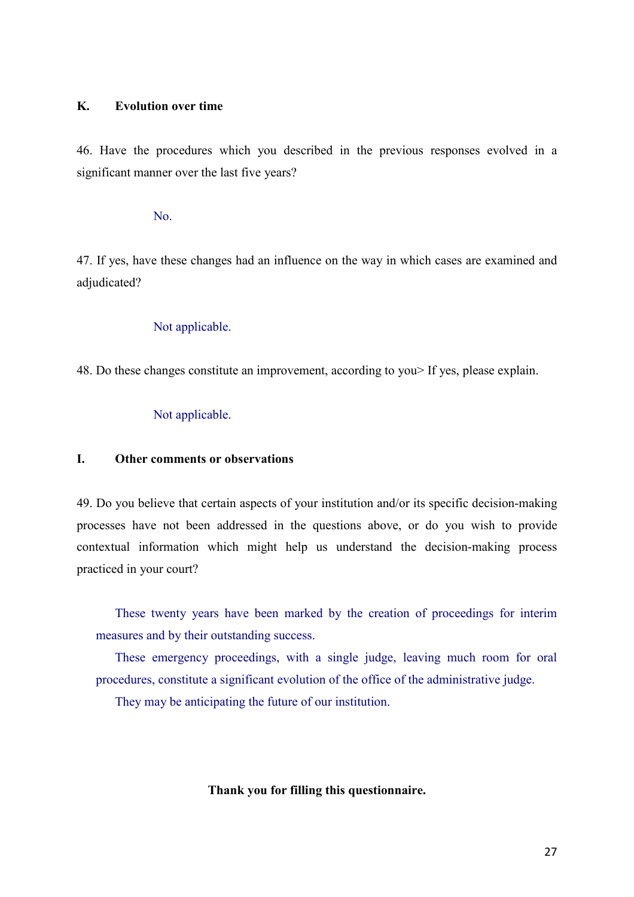## K. Evolution over time

46. Have the procedures which you described in the previous responses evolved in a significant manner over the last five years?

No.

47. If yes, have these changes had an influence on the way in which cases are examined and adjudicated?

Not applicable.

48. Do these changes constitute an improvement, according to you> If yes, please explain.

Not applicable.

## I. Other comments or observations

49. Do you believe that certain aspects of your institution and/or its specific decision-making processes have not been addressed in the questions above, or do you wish to provide contextual information which might help us understand the decision-making process practiced in your court?

These twenty years have been marked by the creation of proceedings for interim measures and by their outstanding success.

These emergency proceedings, with a single judge, leaving much room for oral procedures, constitute a significant evolution of the office of the administrative judge.

They may be anticipating the future of our institution.

**Thank you for filling this questionnaire.**